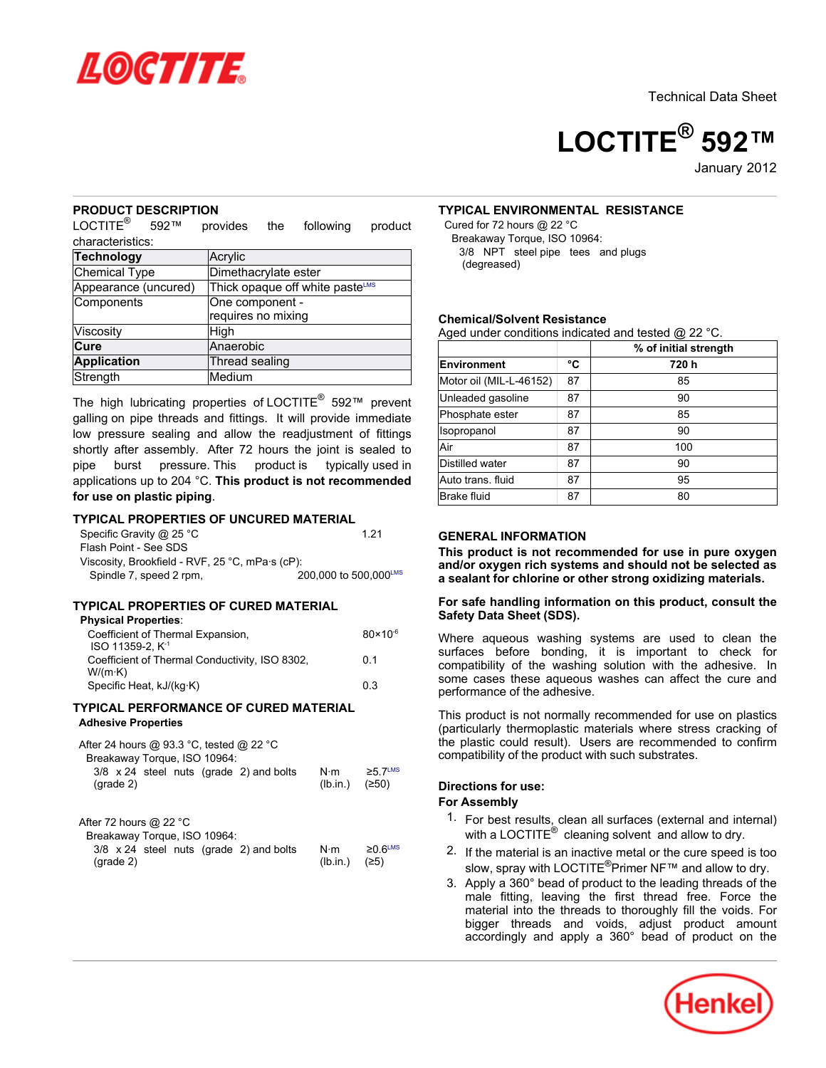Technical Data Sheet

# LOCTITE® 592™

January 2012

## PRODUCT DESCRIPTION

LOCTITE® 592™ provides the following product characteristics:

| **Technology** | Acrylic |
|---|---|
| Chemical Type | Dimethacrylate ester |
| Appearance (uncured) | Thick opaque off white paste[LMS] |
| Components | One component - requires no mixing |
| Viscosity | High |
| **Cure** | Anaerobic |
| **Application** | Thread sealing |
| Strength | Medium |

The high lubricating properties of LOCTITE® 592™ prevent galling on pipe threads and fittings. It will provide immediate low pressure sealing and allow the readjustment of fittings shortly after assembly. After 72 hours the joint is sealed to pipe burst pressure. This product is typically used in applications up to 204 °C. **This product is not recommended for use on plastic piping**.

## TYPICAL PROPERTIES OF UNCURED MATERIAL

Specific Gravity @ 25 °C — 1.21

Flash Point - See SDS

Viscosity, Brookfield - RVF, 25 °C, mPa·s (cP):

Spindle 7, speed 2 rpm, — 200,000 to 500,000[LMS]

## TYPICAL PROPERTIES OF CURED MATERIAL

**Physical Properties**:

Coefficient of Thermal Expansion, ISO 11359-2, $K^{-1}$ — $80 \times 10^{-6}$

Coefficient of Thermal Conductivity, ISO 8302, W/(m·K) — 0.1

Specific Heat, kJ/(kg·K) — 0.3

## TYPICAL PERFORMANCE OF CURED MATERIAL

**Adhesive Properties**

After 24 hours @ 93.3 °C, tested @ 22 °C

Breakaway Torque, ISO 10964:

3/8 x 24 steel nuts (grade 2) and bolts (grade 2) — N·m ≥5.7[LMS] (lb.in.) (≥50)

After 72 hours @ 22 °C

Breakaway Torque, ISO 10964:

3/8 x 24 steel nuts (grade 2) and bolts (grade 2) — N·m ≥0.6[LMS] (lb.in.) (≥5)

## TYPICAL ENVIRONMENTAL RESISTANCE

Cured for 72 hours @ 22 °C

Breakaway Torque, ISO 10964:

3/8 NPT steel pipe tees and plugs (degreased)

### Chemical/Solvent Resistance

Aged under conditions indicated and tested @ 22 °C.

| | | % of initial strength |
|---|---|---|
| **Environment** | **°C** | **720 h** |
| Motor oil (MIL-L-46152) | 87 | 85 |
| Unleaded gasoline | 87 | 90 |
| Phosphate ester | 87 | 85 |
| Isopropanol | 87 | 90 |
| Air | 87 | 100 |
| Distilled water | 87 | 90 |
| Auto trans. fluid | 87 | 95 |
| Brake fluid | 87 | 80 |

## GENERAL INFORMATION

**This product is not recommended for use in pure oxygen and/or oxygen rich systems and should not be selected as a sealant for chlorine or other strong oxidizing materials.**

**For safe handling information on this product, consult the Safety Data Sheet (SDS).**

Where aqueous washing systems are used to clean the surfaces before bonding, it is important to check for compatibility of the washing solution with the adhesive. In some cases these aqueous washes can affect the cure and performance of the adhesive.

This product is not normally recommended for use on plastics (particularly thermoplastic materials where stress cracking of the plastic could result). Users are recommended to confirm compatibility of the product with such substrates.

### Directions for use:

**For Assembly**

1. For best results, clean all surfaces (external and internal) with a LOCTITE® cleaning solvent and allow to dry.
2. If the material is an inactive metal or the cure speed is too slow, spray with LOCTITE® Primer NF™ and allow to dry.
3. Apply a 360° bead of product to the leading threads of the male fitting, leaving the first thread free. Force the material into the threads to thoroughly fill the voids. For bigger threads and voids, adjust product amount accordingly and apply a 360° bead of product on the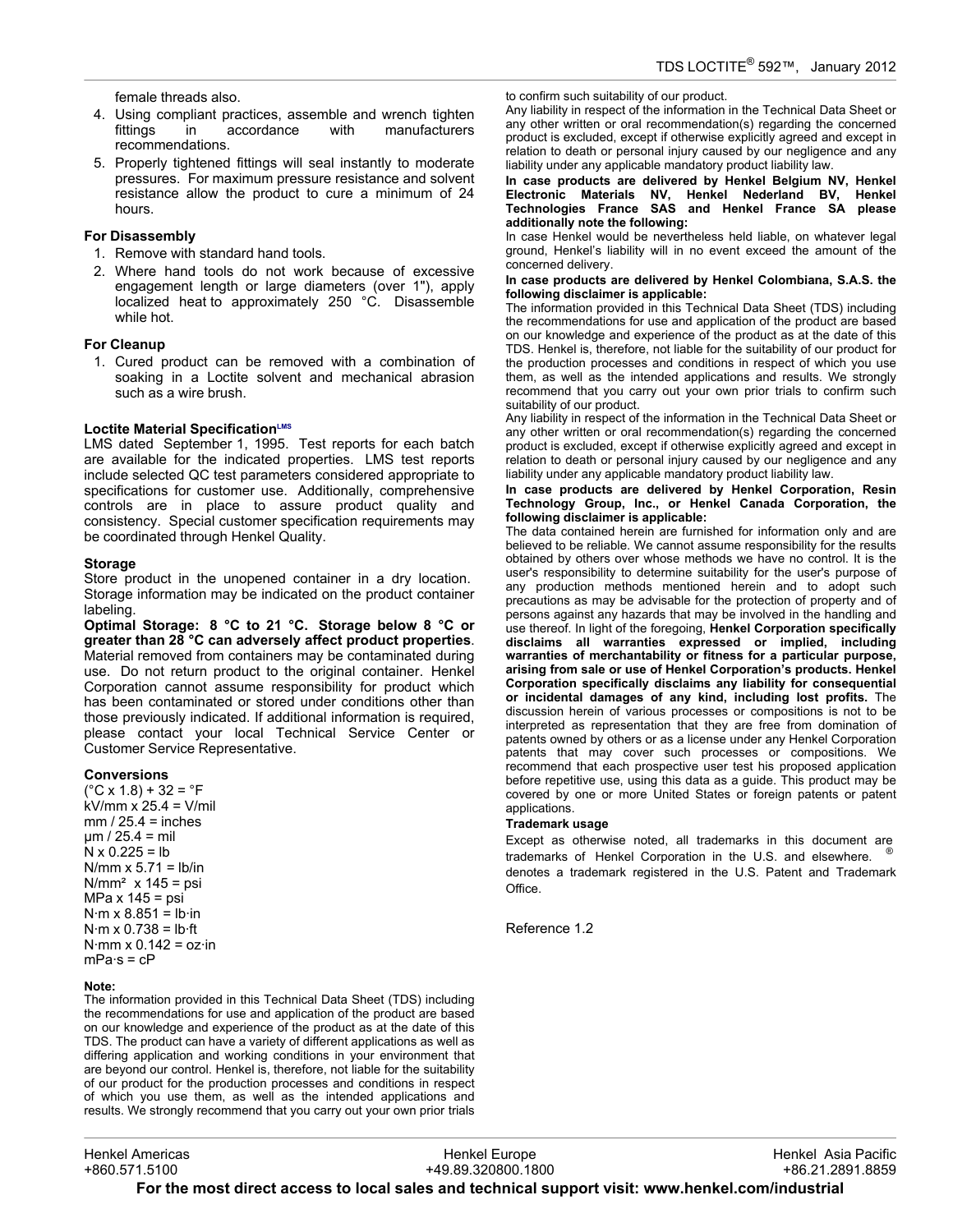female threads also.

4. Using compliant practices, assemble and wrench tighten fittings in accordance with manufacturers recommendations.
5. Properly tightened fittings will seal instantly to moderate pressures. For maximum pressure resistance and solvent resistance allow the product to cure a minimum of 24 hours.

### For Disassembly

1. Remove with standard hand tools.
2. Where hand tools do not work because of excessive engagement length or large diameters (over 1"), apply localized heat to approximately 250 °C. Disassemble while hot.

### For Cleanup

1. Cured product can be removed with a combination of soaking in a Loctite solvent and mechanical abrasion such as a wire brush.

### Loctite Material Specification[LMS]

LMS dated September 1, 1995. Test reports for each batch are available for the indicated properties. LMS test reports include selected QC test parameters considered appropriate to specifications for customer use. Additionally, comprehensive controls are in place to assure product quality and consistency. Special customer specification requirements may be coordinated through Henkel Quality.

### Storage

Store product in the unopened container in a dry location. Storage information may be indicated on the product container labeling.

**Optimal Storage: 8 °C to 21 °C. Storage below 8 °C or greater than 28 °C can adversely affect product properties**. Material removed from containers may be contaminated during use. Do not return product to the original container. Henkel Corporation cannot assume responsibility for product which has been contaminated or stored under conditions other than those previously indicated. If additional information is required, please contact your local Technical Service Center or Customer Service Representative.

### Conversions

(°C x 1.8) + 32 = °F
kV/mm x 25.4 = V/mil
mm / 25.4 = inches
µm / 25.4 = mil
N x 0.225 = lb
N/mm x 5.71 = lb/in
N/mm² x 145 = psi
MPa x 145 = psi
N·m x 8.851 = lb·in
N·m x 0.738 = lb·ft
N·mm x 0.142 = oz·in
mPa·s = cP

#### Note:

The information provided in this Technical Data Sheet (TDS) including the recommendations for use and application of the product are based on our knowledge and experience of the product as at the date of this TDS. The product can have a variety of different applications as well as differing application and working conditions in your environment that are beyond our control. Henkel is, therefore, not liable for the suitability of our product for the production processes and conditions in respect of which you use them, as well as the intended applications and results. We strongly recommend that you carry out your own prior trials to confirm such suitability of our product.

Any liability in respect of the information in the Technical Data Sheet or any other written or oral recommendation(s) regarding the concerned product is excluded, except if otherwise explicitly agreed and except in relation to death or personal injury caused by our negligence and any liability under any applicable mandatory product liability law.

**In case products are delivered by Henkel Belgium NV, Henkel Electronic Materials NV, Henkel Nederland BV, Henkel Technologies France SAS and Henkel France SA please additionally note the following:**

In case Henkel would be nevertheless held liable, on whatever legal ground, Henkel's liability will in no event exceed the amount of the concerned delivery.

**In case products are delivered by Henkel Colombiana, S.A.S. the following disclaimer is applicable:**

The information provided in this Technical Data Sheet (TDS) including the recommendations for use and application of the product are based on our knowledge and experience of the product as at the date of this TDS. Henkel is, therefore, not liable for the suitability of our product for the production processes and conditions in respect of which you use them, as well as the intended applications and results. We strongly recommend that you carry out your own prior trials to confirm such suitability of our product.

Any liability in respect of the information in the Technical Data Sheet or any other written or oral recommendation(s) regarding the concerned product is excluded, except if otherwise explicitly agreed and except in relation to death or personal injury caused by our negligence and any liability under any applicable mandatory product liability law.

**In case products are delivered by Henkel Corporation, Resin Technology Group, Inc., or Henkel Canada Corporation, the following disclaimer is applicable:**

The data contained herein are furnished for information only and are believed to be reliable. We cannot assume responsibility for the results obtained by others over whose methods we have no control. It is the user's responsibility to determine suitability for the user's purpose of any production methods mentioned herein and to adopt such precautions as may be advisable for the protection of property and of persons against any hazards that may be involved in the handling and use thereof. In light of the foregoing, **Henkel Corporation specifically disclaims all warranties expressed or implied, including warranties of merchantability or fitness for a particular purpose, arising from sale or use of Henkel Corporation's products. Henkel Corporation specifically disclaims any liability for consequential or incidental damages of any kind, including lost profits.** The discussion herein of various processes or compositions is not to be interpreted as representation that they are free from domination of patents owned by others or as a license under any Henkel Corporation patents that may cover such processes or compositions. We recommend that each prospective user test his proposed application before repetitive use, using this data as a guide. This product may be covered by one or more United States or foreign patents or patent applications.

#### Trademark usage

Except as otherwise noted, all trademarks in this document are trademarks of Henkel Corporation in the U.S. and elsewhere. ® denotes a trademark registered in the U.S. Patent and Trademark Office.

Reference 1.2